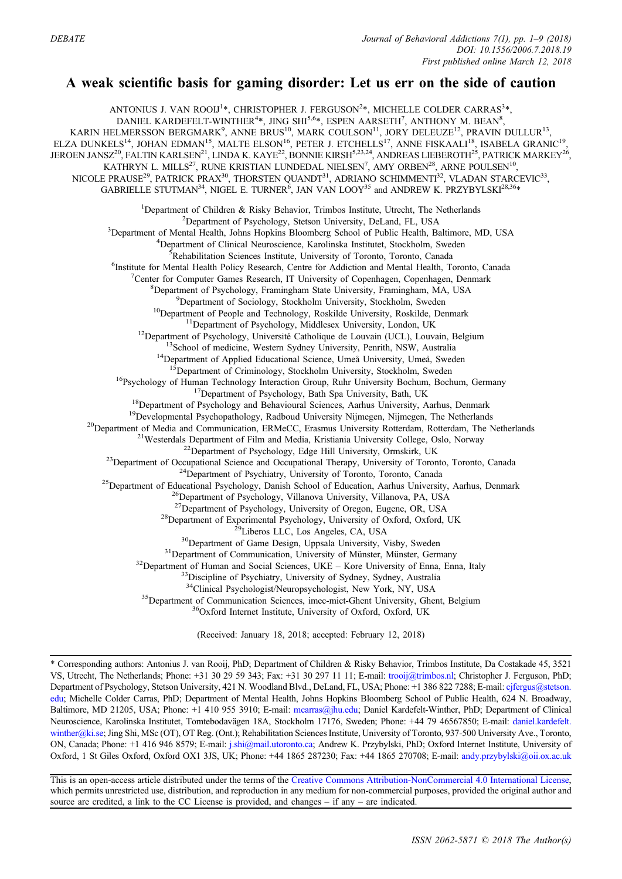DEBATE

# A weak scientific basis for gaming disorder: Let us err on the side of caution

ANTONIUS J. VAN ROOIJ[1]*, CHRISTOPHER J. FERGUSON[2]*, MICHELLE COLDER CARRAS[3]*, DANIEL KARDEFELT-WINTHER[4]*, JING SHI[5,6]*, ESPEN AARSETH[7], ANTHONY M. BEAN[8], KARIN HELMERSSON BERGMARK[9], ANNE BRUS[10], MARK COULSON[11], JORY DELEUZE[12], PRAVIN DULLUR[13], ELZA DUNKELS[14], JOHAN EDMAN[15], MALTE ELSON[16], PETER J. ETCHELLS[17], ANNE FISKAALI[18], ISABELA GRANIC[19], JEROEN JANSZ[20], FALTIN KARLSEN[21], LINDA K. KAYE[22], BONNIE KIRSH[5,23,24], ANDREAS LIEBEROTH[25], PATRICK MARKEY[26], KATHRYN L. MILLS[27], RUNE KRISTIAN LUNDEDAL NIELSEN[7], AMY ORBEN[28], ARNE POULSEN[10], NICOLE PRAUSE[29], PATRICK PRAX[30], THORSTEN QUANDT[31], ADRIANO SCHIMMENTI[32], VLADAN STARCEVIC[33], GABRIELLE STUTMAN[34], NIGEL E. TURNER[6], JAN VAN LOOY[35] and ANDREW K. PRZYBYLSKI[28,36]*

[1]Department of Children & Risky Behavior, Trimbos Institute, Utrecht, The Netherlands
[2]Department of Psychology, Stetson University, DeLand, FL, USA
[3]Department of Mental Health, Johns Hopkins Bloomberg School of Public Health, Baltimore, MD, USA
[4]Department of Clinical Neuroscience, Karolinska Institutet, Stockholm, Sweden
[5]Rehabilitation Sciences Institute, University of Toronto, Toronto, Canada
[6]Institute for Mental Health Policy Research, Centre for Addiction and Mental Health, Toronto, Canada
[7]Center for Computer Games Research, IT University of Copenhagen, Copenhagen, Denmark
[8]Department of Psychology, Framingham State University, Framingham, MA, USA
[9]Department of Sociology, Stockholm University, Stockholm, Sweden
[10]Department of People and Technology, Roskilde University, Roskilde, Denmark
[11]Department of Psychology, Middlesex University, London, UK
[12]Department of Psychology, Université Catholique de Louvain (UCL), Louvain, Belgium
[13]School of medicine, Western Sydney University, Penrith, NSW, Australia
[14]Department of Applied Educational Science, Umeå University, Umeå, Sweden
[15]Department of Criminology, Stockholm University, Stockholm, Sweden
[16]Psychology of Human Technology Interaction Group, Ruhr University Bochum, Bochum, Germany
[17]Department of Psychology, Bath Spa University, Bath, UK
[18]Department of Psychology and Behavioural Sciences, Aarhus University, Aarhus, Denmark
[19]Developmental Psychopathology, Radboud University Nijmegen, Nijmegen, The Netherlands
[20]Department of Media and Communication, ERMeCC, Erasmus University Rotterdam, Rotterdam, The Netherlands
[21]Westerdals Department of Film and Media, Kristiania University College, Oslo, Norway
[22]Department of Psychology, Edge Hill University, Ormskirk, UK
[23]Department of Occupational Science and Occupational Therapy, University of Toronto, Toronto, Canada
[24]Department of Psychiatry, University of Toronto, Toronto, Canada
[25]Department of Educational Psychology, Danish School of Education, Aarhus University, Aarhus, Denmark
[26]Department of Psychology, Villanova University, Villanova, PA, USA
[27]Department of Psychology, University of Oregon, Eugene, OR, USA
[28]Department of Experimental Psychology, University of Oxford, Oxford, UK
[29]Liberos LLC, Los Angeles, CA, USA
[30]Department of Game Design, Uppsala University, Visby, Sweden
[31]Department of Communication, University of Münster, Münster, Germany
[32]Department of Human and Social Sciences, UKE – Kore University of Enna, Enna, Italy
[33]Discipline of Psychiatry, University of Sydney, Sydney, Australia
[34]Clinical Psychologist/Neuropsychologist, New York, NY, USA
[35]Department of Communication Sciences, imec-mict-Ghent University, Ghent, Belgium
[36]Oxford Internet Institute, University of Oxford, Oxford, UK

(Received: January 18, 2018; accepted: February 12, 2018)

---

\* Corresponding authors: Antonius J. van Rooij, PhD; Department of Children & Risky Behavior, Trimbos Institute, Da Costakade 45, 3521 VS, Utrecht, The Netherlands; Phone: +31 30 29 59 343; Fax: +31 30 297 11 11; E-mail: trooij@trimbos.nl; Christopher J. Ferguson, PhD; Department of Psychology, Stetson University, 421 N. Woodland Blvd., DeLand, FL, USA; Phone: +1 386 822 7288; E-mail: cjfergus@stetson.edu; Michelle Colder Carras, PhD; Department of Mental Health, Johns Hopkins Bloomberg School of Public Health, 624 N. Broadway, Baltimore, MD 21205, USA; Phone: +1 410 955 3910; E-mail: mcarras@jhu.edu; Daniel Kardefelt-Winther, PhD; Department of Clinical Neuroscience, Karolinska Institutet, Tomtebodavägen 18A, Stockholm 17176, Sweden; Phone: +44 79 46567850; E-mail: daniel.kardefelt.winther@ki.se; Jing Shi, MSc (OT), OT Reg. (Ont.); Rehabilitation Sciences Institute, University of Toronto, 937-500 University Ave., Toronto, ON, Canada; Phone: +1 416 946 8579; E-mail: j.shi@mail.utoronto.ca; Andrew K. Przybylski, PhD; Oxford Internet Institute, University of Oxford, 1 St Giles Oxford, Oxford OX1 3JS, UK; Phone: +44 1865 287230; Fax: +44 1865 270708; E-mail: andy.przybylski@oii.ox.ac.uk

This is an open-access article distributed under the terms of the Creative Commons Attribution-NonCommercial 4.0 International License, which permits unrestricted use, distribution, and reproduction in any medium for non-commercial purposes, provided the original author and source are credited, a link to the CC License is provided, and changes – if any – are indicated.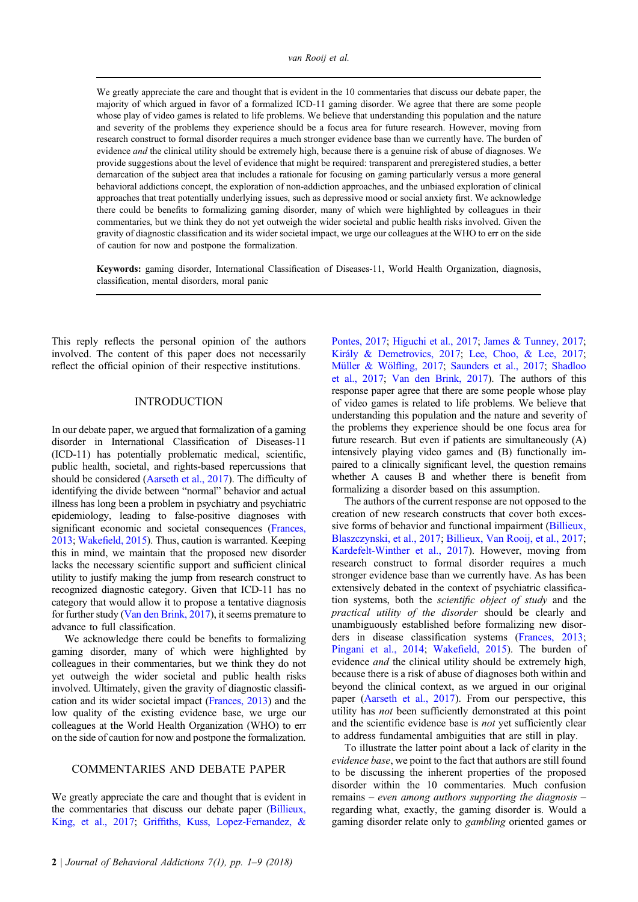We greatly appreciate the care and thought that is evident in the 10 commentaries that discuss our debate paper, the majority of which argued in favor of a formalized ICD-11 gaming disorder. We agree that there are some people whose play of video games is related to life problems. We believe that understanding this population and the nature and severity of the problems they experience should be a focus area for future research. However, moving from research construct to formal disorder requires a much stronger evidence base than we currently have. The burden of evidence *and* the clinical utility should be extremely high, because there is a genuine risk of abuse of diagnoses. We provide suggestions about the level of evidence that might be required: transparent and preregistered studies, a better demarcation of the subject area that includes a rationale for focusing on gaming particularly versus a more general behavioral addictions concept, the exploration of non-addiction approaches, and the unbiased exploration of clinical approaches that treat potentially underlying issues, such as depressive mood or social anxiety first. We acknowledge there could be benefits to formalizing gaming disorder, many of which were highlighted by colleagues in their commentaries, but we think they do not yet outweigh the wider societal and public health risks involved. Given the gravity of diagnostic classification and its wider societal impact, we urge our colleagues at the WHO to err on the side of caution for now and postpone the formalization.

**Keywords:** gaming disorder, International Classification of Diseases-11, World Health Organization, diagnosis, classification, mental disorders, moral panic

This reply reflects the personal opinion of the authors involved. The content of this paper does not necessarily reflect the official opinion of their respective institutions.

## INTRODUCTION

In our debate paper, we argued that formalization of a gaming disorder in International Classification of Diseases-11 (ICD-11) has potentially problematic medical, scientific, public health, societal, and rights-based repercussions that should be considered (Aarseth et al., 2017). The difficulty of identifying the divide between "normal" behavior and actual illness has long been a problem in psychiatry and psychiatric epidemiology, leading to false-positive diagnoses with significant economic and societal consequences (Frances, 2013; Wakefield, 2015). Thus, caution is warranted. Keeping this in mind, we maintain that the proposed new disorder lacks the necessary scientific support and sufficient clinical utility to justify making the jump from research construct to recognized diagnostic category. Given that ICD-11 has no category that would allow it to propose a tentative diagnosis for further study (Van den Brink, 2017), it seems premature to advance to full classification.

We acknowledge there could be benefits to formalizing gaming disorder, many of which were highlighted by colleagues in their commentaries, but we think they do not yet outweigh the wider societal and public health risks involved. Ultimately, given the gravity of diagnostic classification and its wider societal impact (Frances, 2013) and the low quality of the existing evidence base, we urge our colleagues at the World Health Organization (WHO) to err on the side of caution for now and postpone the formalization.

## COMMENTARIES AND DEBATE PAPER

We greatly appreciate the care and thought that is evident in the commentaries that discuss our debate paper (Billieux, King, et al., 2017; Griffiths, Kuss, Lopez-Fernandez, & Pontes, 2017; Higuchi et al., 2017; James & Tunney, 2017; Király & Demetrovics, 2017; Lee, Choo, & Lee, 2017; Müller & Wölfling, 2017; Saunders et al., 2017; Shadloo et al., 2017; Van den Brink, 2017). The authors of this response paper agree that there are some people whose play of video games is related to life problems. We believe that understanding this population and the nature and severity of the problems they experience should be one focus area for future research. But even if patients are simultaneously (A) intensively playing video games and (B) functionally impaired to a clinically significant level, the question remains whether A causes B and whether there is benefit from formalizing a disorder based on this assumption.

The authors of the current response are not opposed to the creation of new research constructs that cover both excessive forms of behavior and functional impairment (Billieux, Blaszczynski, et al., 2017; Billieux, Van Rooij, et al., 2017; Kardefelt-Winther et al., 2017). However, moving from research construct to formal disorder requires a much stronger evidence base than we currently have. As has been extensively debated in the context of psychiatric classification systems, both the *scientific object of study* and the *practical utility of the disorder* should be clearly and unambiguously established before formalizing new disorders in disease classification systems (Frances, 2013; Pingani et al., 2014; Wakefield, 2015). The burden of evidence *and* the clinical utility should be extremely high, because there is a risk of abuse of diagnoses both within and beyond the clinical context, as we argued in our original paper (Aarseth et al., 2017). From our perspective, this utility has *not* been sufficiently demonstrated at this point and the scientific evidence base is *not* yet sufficiently clear to address fundamental ambiguities that are still in play.

To illustrate the latter point about a lack of clarity in the *evidence base*, we point to the fact that authors are still found to be discussing the inherent properties of the proposed disorder within the 10 commentaries. Much confusion remains – *even among authors supporting the diagnosis* – regarding what, exactly, the gaming disorder is. Would a gaming disorder relate only to *gambling* oriented games or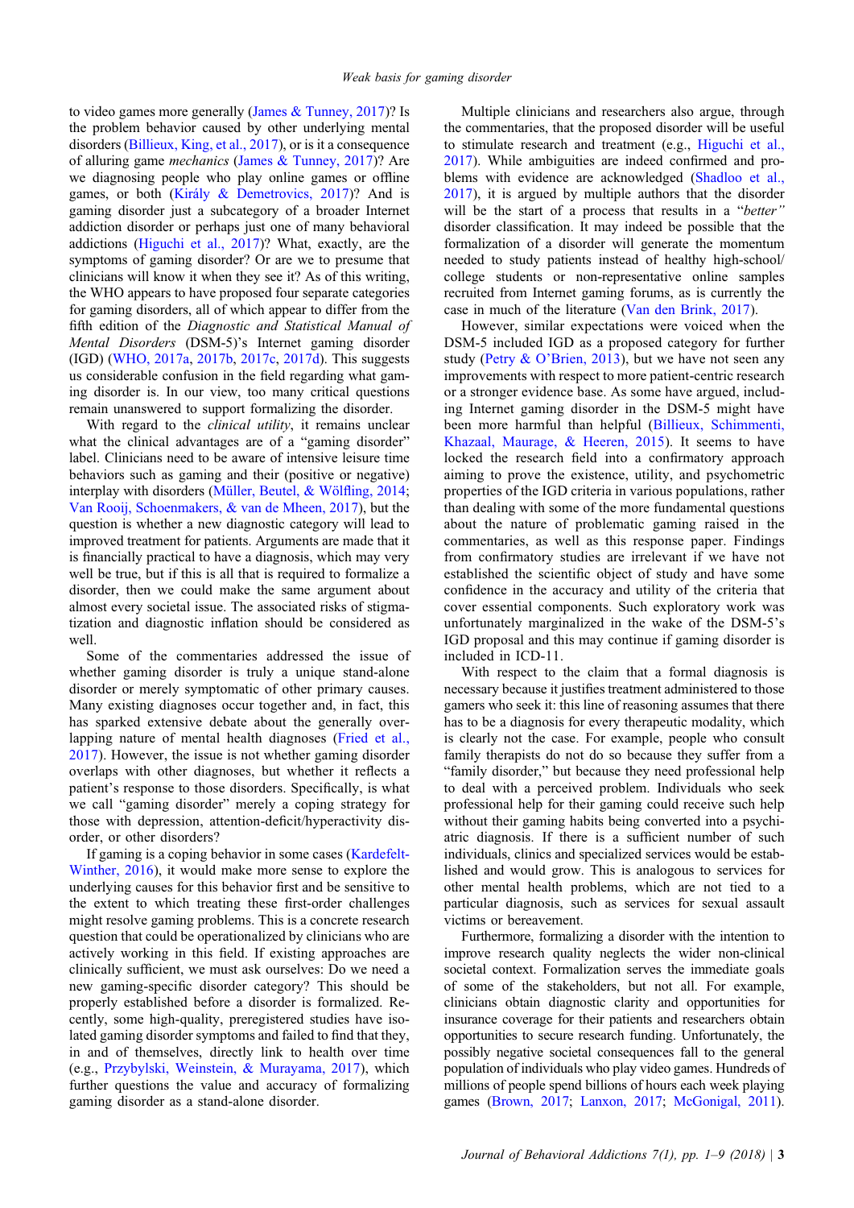to video games more generally (James & Tunney, 2017)? Is the problem behavior caused by other underlying mental disorders (Billieux, King, et al., 2017), or is it a consequence of alluring game *mechanics* (James & Tunney, 2017)? Are we diagnosing people who play online games or offline games, or both (Király & Demetrovics, 2017)? And is gaming disorder just a subcategory of a broader Internet addiction disorder or perhaps just one of many behavioral addictions (Higuchi et al., 2017)? What, exactly, are the symptoms of gaming disorder? Or are we to presume that clinicians will know it when they see it? As of this writing, the WHO appears to have proposed four separate categories for gaming disorders, all of which appear to differ from the fifth edition of the *Diagnostic and Statistical Manual of Mental Disorders* (DSM-5)'s Internet gaming disorder (IGD) (WHO, 2017a, 2017b, 2017c, 2017d). This suggests us considerable confusion in the field regarding what gaming disorder is. In our view, too many critical questions remain unanswered to support formalizing the disorder.

With regard to the *clinical utility*, it remains unclear what the clinical advantages are of a "gaming disorder" label. Clinicians need to be aware of intensive leisure time behaviors such as gaming and their (positive or negative) interplay with disorders (Müller, Beutel, & Wölfling, 2014; Van Rooij, Schoenmakers, & van de Mheen, 2017), but the question is whether a new diagnostic category will lead to improved treatment for patients. Arguments are made that it is financially practical to have a diagnosis, which may very well be true, but if this is all that is required to formalize a disorder, then we could make the same argument about almost every societal issue. The associated risks of stigmatization and diagnostic inflation should be considered as well.

Some of the commentaries addressed the issue of whether gaming disorder is truly a unique stand-alone disorder or merely symptomatic of other primary causes. Many existing diagnoses occur together and, in fact, this has sparked extensive debate about the generally overlapping nature of mental health diagnoses (Fried et al., 2017). However, the issue is not whether gaming disorder overlaps with other diagnoses, but whether it reflects a patient's response to those disorders. Specifically, is what we call "gaming disorder" merely a coping strategy for those with depression, attention-deficit/hyperactivity disorder, or other disorders?

If gaming is a coping behavior in some cases (Kardefelt-Winther, 2016), it would make more sense to explore the underlying causes for this behavior first and be sensitive to the extent to which treating these first-order challenges might resolve gaming problems. This is a concrete research question that could be operationalized by clinicians who are actively working in this field. If existing approaches are clinically sufficient, we must ask ourselves: Do we need a new gaming-specific disorder category? This should be properly established before a disorder is formalized. Recently, some high-quality, preregistered studies have isolated gaming disorder symptoms and failed to find that they, in and of themselves, directly link to health over time (e.g., Przybylski, Weinstein, & Murayama, 2017), which further questions the value and accuracy of formalizing gaming disorder as a stand-alone disorder.

Multiple clinicians and researchers also argue, through the commentaries, that the proposed disorder will be useful to stimulate research and treatment (e.g., Higuchi et al., 2017). While ambiguities are indeed confirmed and problems with evidence are acknowledged (Shadloo et al., 2017), it is argued by multiple authors that the disorder will be the start of a process that results in a "*better*" disorder classification. It may indeed be possible that the formalization of a disorder will generate the momentum needed to study patients instead of healthy high-school/college students or non-representative online samples recruited from Internet gaming forums, as is currently the case in much of the literature (Van den Brink, 2017).

However, similar expectations were voiced when the DSM-5 included IGD as a proposed category for further study (Petry & O'Brien, 2013), but we have not seen any improvements with respect to more patient-centric research or a stronger evidence base. As some have argued, including Internet gaming disorder in the DSM-5 might have been more harmful than helpful (Billieux, Schimmenti, Khazaal, Maurage, & Heeren, 2015). It seems to have locked the research field into a confirmatory approach aiming to prove the existence, utility, and psychometric properties of the IGD criteria in various populations, rather than dealing with some of the more fundamental questions about the nature of problematic gaming raised in the commentaries, as well as this response paper. Findings from confirmatory studies are irrelevant if we have not established the scientific object of study and have some confidence in the accuracy and utility of the criteria that cover essential components. Such exploratory work was unfortunately marginalized in the wake of the DSM-5's IGD proposal and this may continue if gaming disorder is included in ICD-11.

With respect to the claim that a formal diagnosis is necessary because it justifies treatment administered to those gamers who seek it: this line of reasoning assumes that there has to be a diagnosis for every therapeutic modality, which is clearly not the case. For example, people who consult family therapists do not do so because they suffer from a "family disorder," but because they need professional help to deal with a perceived problem. Individuals who seek professional help for their gaming could receive such help without their gaming habits being converted into a psychiatric diagnosis. If there is a sufficient number of such individuals, clinics and specialized services would be established and would grow. This is analogous to services for other mental health problems, which are not tied to a particular diagnosis, such as services for sexual assault victims or bereavement.

Furthermore, formalizing a disorder with the intention to improve research quality neglects the wider non-clinical societal context. Formalization serves the immediate goals of some of the stakeholders, but not all. For example, clinicians obtain diagnostic clarity and opportunities for insurance coverage for their patients and researchers obtain opportunities to secure research funding. Unfortunately, the possibly negative societal consequences fall to the general population of individuals who play video games. Hundreds of millions of people spend billions of hours each week playing games (Brown, 2017; Lanxon, 2017; McGonigal, 2011).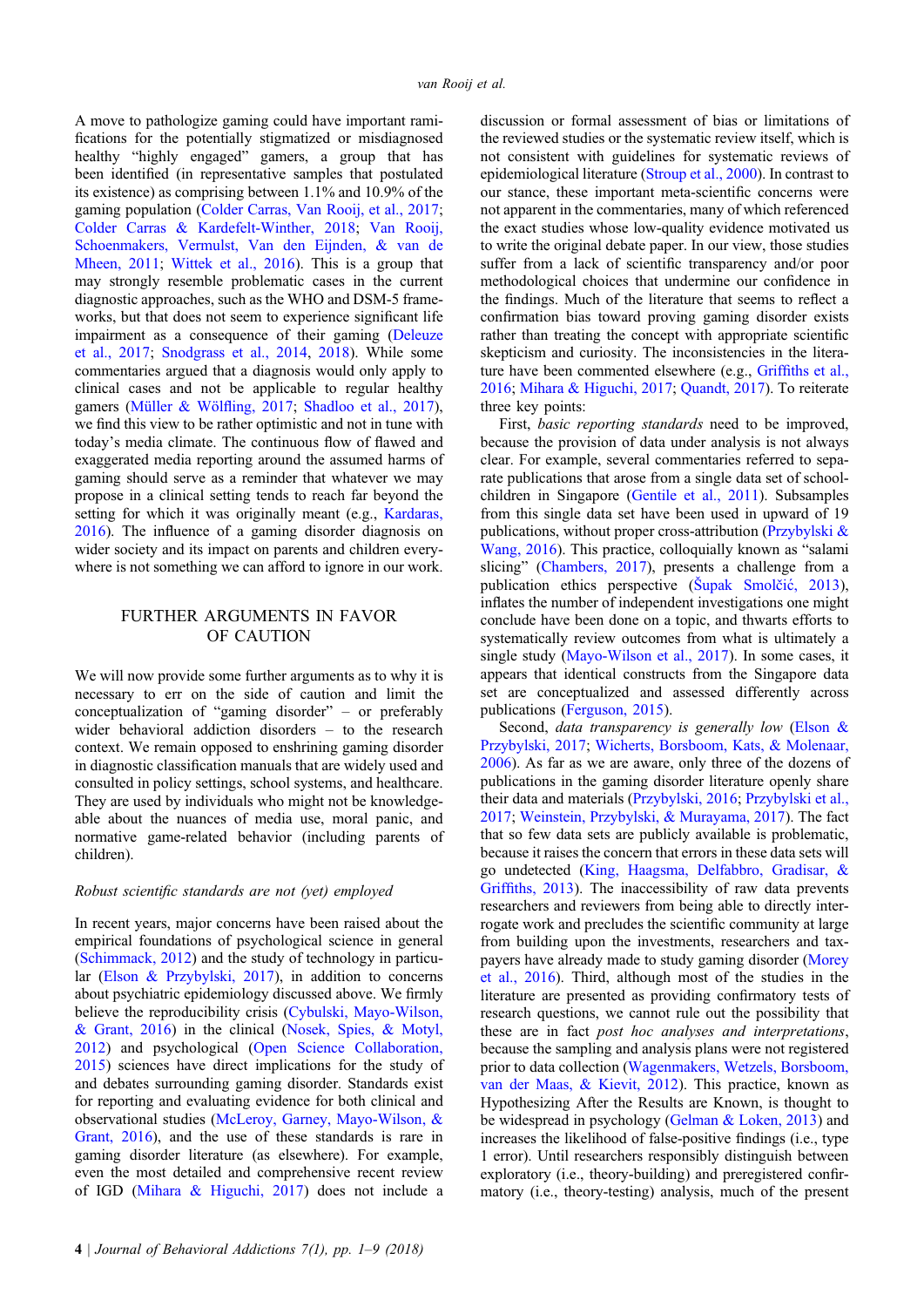A move to pathologize gaming could have important ramifications for the potentially stigmatized or misdiagnosed healthy "highly engaged" gamers, a group that has been identified (in representative samples that postulated its existence) as comprising between 1.1% and 10.9% of the gaming population (Colder Carras, Van Rooij, et al., 2017; Colder Carras & Kardefelt-Winther, 2018; Van Rooij, Schoenmakers, Vermulst, Van den Eijnden, & van de Mheen, 2011; Wittek et al., 2016). This is a group that may strongly resemble problematic cases in the current diagnostic approaches, such as the WHO and DSM-5 frameworks, but that does not seem to experience significant life impairment as a consequence of their gaming (Deleuze et al., 2017; Snodgrass et al., 2014, 2018). While some commentaries argued that a diagnosis would only apply to clinical cases and not be applicable to regular healthy gamers (Müller & Wölfling, 2017; Shadloo et al., 2017), we find this view to be rather optimistic and not in tune with today's media climate. The continuous flow of flawed and exaggerated media reporting around the assumed harms of gaming should serve as a reminder that whatever we may propose in a clinical setting tends to reach far beyond the setting for which it was originally meant (e.g., Kardaras, 2016). The influence of a gaming disorder diagnosis on wider society and its impact on parents and children everywhere is not something we can afford to ignore in our work.

## FURTHER ARGUMENTS IN FAVOR OF CAUTION

We will now provide some further arguments as to why it is necessary to err on the side of caution and limit the conceptualization of "gaming disorder" – or preferably wider behavioral addiction disorders – to the research context. We remain opposed to enshrining gaming disorder in diagnostic classification manuals that are widely used and consulted in policy settings, school systems, and healthcare. They are used by individuals who might not be knowledgeable about the nuances of media use, moral panic, and normative game-related behavior (including parents of children).

### *Robust scientific standards are not (yet) employed*

In recent years, major concerns have been raised about the empirical foundations of psychological science in general (Schimmack, 2012) and the study of technology in particular (Elson & Przybylski, 2017), in addition to concerns about psychiatric epidemiology discussed above. We firmly believe the reproducibility crisis (Cybulski, Mayo-Wilson, & Grant, 2016) in the clinical (Nosek, Spies, & Motyl, 2012) and psychological (Open Science Collaboration, 2015) sciences have direct implications for the study of and debates surrounding gaming disorder. Standards exist for reporting and evaluating evidence for both clinical and observational studies (McLeroy, Garney, Mayo-Wilson, & Grant, 2016), and the use of these standards is rare in gaming disorder literature (as elsewhere). For example, even the most detailed and comprehensive recent review of IGD (Mihara & Higuchi, 2017) does not include a discussion or formal assessment of bias or limitations of the reviewed studies or the systematic review itself, which is not consistent with guidelines for systematic reviews of epidemiological literature (Stroup et al., 2000). In contrast to our stance, these important meta-scientific concerns were not apparent in the commentaries, many of which referenced the exact studies whose low-quality evidence motivated us to write the original debate paper. In our view, those studies suffer from a lack of scientific transparency and/or poor methodological choices that undermine our confidence in the findings. Much of the literature that seems to reflect a confirmation bias toward proving gaming disorder exists rather than treating the concept with appropriate scientific skepticism and curiosity. The inconsistencies in the literature have been commented elsewhere (e.g., Griffiths et al., 2016; Mihara & Higuchi, 2017; Quandt, 2017). To reiterate three key points:

First, *basic reporting standards* need to be improved, because the provision of data under analysis is not always clear. For example, several commentaries referred to separate publications that arose from a single data set of schoolchildren in Singapore (Gentile et al., 2011). Subsamples from this single data set have been used in upward of 19 publications, without proper cross-attribution (Przybylski & Wang, 2016). This practice, colloquially known as "salami slicing" (Chambers, 2017), presents a challenge from a publication ethics perspective (Šupak Smolčić, 2013), inflates the number of independent investigations one might conclude have been done on a topic, and thwarts efforts to systematically review outcomes from what is ultimately a single study (Mayo-Wilson et al., 2017). In some cases, it appears that identical constructs from the Singapore data set are conceptualized and assessed differently across publications (Ferguson, 2015).

Second, *data transparency is generally low* (Elson & Przybylski, 2017; Wicherts, Borsboom, Kats, & Molenaar, 2006). As far as we are aware, only three of the dozens of publications in the gaming disorder literature openly share their data and materials (Przybylski, 2016; Przybylski et al., 2017; Weinstein, Przybylski, & Murayama, 2017). The fact that so few data sets are publicly available is problematic, because it raises the concern that errors in these data sets will go undetected (King, Haagsma, Delfabbro, Gradisar, & Griffiths, 2013). The inaccessibility of raw data prevents researchers and reviewers from being able to directly interrogate work and precludes the scientific community at large from building upon the investments, researchers and taxpayers have already made to study gaming disorder (Morey et al., 2016). Third, although most of the studies in the literature are presented as providing confirmatory tests of research questions, we cannot rule out the possibility that these are in fact *post hoc analyses and interpretations*, because the sampling and analysis plans were not registered prior to data collection (Wagenmakers, Wetzels, Borsboom, van der Maas, & Kievit, 2012). This practice, known as Hypothesizing After the Results are Known, is thought to be widespread in psychology (Gelman & Loken, 2013) and increases the likelihood of false-positive findings (i.e., type 1 error). Until researchers responsibly distinguish between exploratory (i.e., theory-building) and preregistered confirmatory (i.e., theory-testing) analysis, much of the present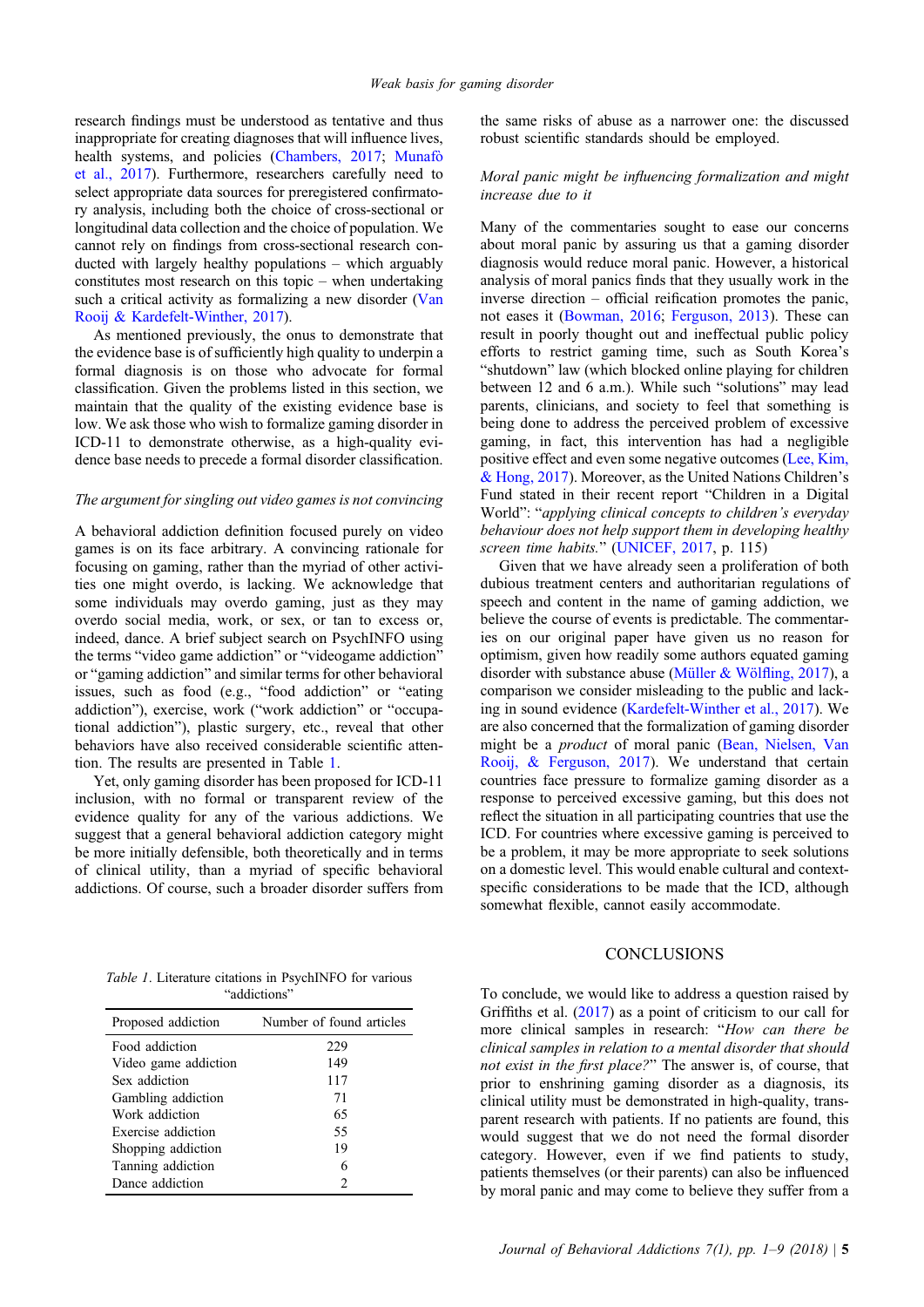research findings must be understood as tentative and thus inappropriate for creating diagnoses that will influence lives, health systems, and policies (Chambers, 2017; Munafò et al., 2017). Furthermore, researchers carefully need to select appropriate data sources for preregistered confirmatory analysis, including both the choice of cross-sectional or longitudinal data collection and the choice of population. We cannot rely on findings from cross-sectional research conducted with largely healthy populations – which arguably constitutes most research on this topic – when undertaking such a critical activity as formalizing a new disorder (Van Rooij & Kardefelt-Winther, 2017).

As mentioned previously, the onus to demonstrate that the evidence base is of sufficiently high quality to underpin a formal diagnosis is on those who advocate for formal classification. Given the problems listed in this section, we maintain that the quality of the existing evidence base is low. We ask those who wish to formalize gaming disorder in ICD-11 to demonstrate otherwise, as a high-quality evidence base needs to precede a formal disorder classification.

### *The argument for singling out video games is not convincing*

A behavioral addiction definition focused purely on video games is on its face arbitrary. A convincing rationale for focusing on gaming, rather than the myriad of other activities one might overdo, is lacking. We acknowledge that some individuals may overdo gaming, just as they may overdo social media, work, or sex, or tan to excess or, indeed, dance. A brief subject search on PsychINFO using the terms "video game addiction" or "videogame addiction" or "gaming addiction" and similar terms for other behavioral issues, such as food (e.g., "food addiction" or "eating addiction"), exercise, work ("work addiction" or "occupational addiction"), plastic surgery, etc., reveal that other behaviors have also received considerable scientific attention. The results are presented in Table 1.

Yet, only gaming disorder has been proposed for ICD-11 inclusion, with no formal or transparent review of the evidence quality for any of the various addictions. We suggest that a general behavioral addiction category might be more initially defensible, both theoretically and in terms of clinical utility, than a myriad of specific behavioral addictions. Of course, such a broader disorder suffers from the same risks of abuse as a narrower one: the discussed robust scientific standards should be employed.

*Table 1*. Literature citations in PsychINFO for various "addictions"

| Proposed addiction | Number of found articles |
|---|---|
| Food addiction | 229 |
| Video game addiction | 149 |
| Sex addiction | 117 |
| Gambling addiction | 71 |
| Work addiction | 65 |
| Exercise addiction | 55 |
| Shopping addiction | 19 |
| Tanning addiction | 6 |
| Dance addiction | 2 |

### *Moral panic might be influencing formalization and might increase due to it*

Many of the commentaries sought to ease our concerns about moral panic by assuring us that a gaming disorder diagnosis would reduce moral panic. However, a historical analysis of moral panics finds that they usually work in the inverse direction – official reification promotes the panic, not eases it (Bowman, 2016; Ferguson, 2013). These can result in poorly thought out and ineffectual public policy efforts to restrict gaming time, such as South Korea's "shutdown" law (which blocked online playing for children between 12 and 6 a.m.). While such "solutions" may lead parents, clinicians, and society to feel that something is being done to address the perceived problem of excessive gaming, in fact, this intervention has had a negligible positive effect and even some negative outcomes (Lee, Kim, & Hong, 2017). Moreover, as the United Nations Children's Fund stated in their recent report "Children in a Digital World": "*applying clinical concepts to children's everyday behaviour does not help support them in developing healthy screen time habits.*" (UNICEF, 2017, p. 115)

Given that we have already seen a proliferation of both dubious treatment centers and authoritarian regulations of speech and content in the name of gaming addiction, we believe the course of events is predictable. The commentaries on our original paper have given us no reason for optimism, given how readily some authors equated gaming disorder with substance abuse (Müller & Wölfling, 2017), a comparison we consider misleading to the public and lacking in sound evidence (Kardefelt-Winther et al., 2017). We are also concerned that the formalization of gaming disorder might be a *product* of moral panic (Bean, Nielsen, Van Rooij, & Ferguson, 2017). We understand that certain countries face pressure to formalize gaming disorder as a response to perceived excessive gaming, but this does not reflect the situation in all participating countries that use the ICD. For countries where excessive gaming is perceived to be a problem, it may be more appropriate to seek solutions on a domestic level. This would enable cultural and context-specific considerations to be made that the ICD, although somewhat flexible, cannot easily accommodate.

## CONCLUSIONS

To conclude, we would like to address a question raised by Griffiths et al. (2017) as a point of criticism to our call for more clinical samples in research: "*How can there be clinical samples in relation to a mental disorder that should not exist in the first place?*" The answer is, of course, that prior to enshrining gaming disorder as a diagnosis, its clinical utility must be demonstrated in high-quality, transparent research with patients. If no patients are found, this would suggest that we do not need the formal disorder category. However, even if we find patients to study, patients themselves (or their parents) can also be influenced by moral panic and may come to believe they suffer from a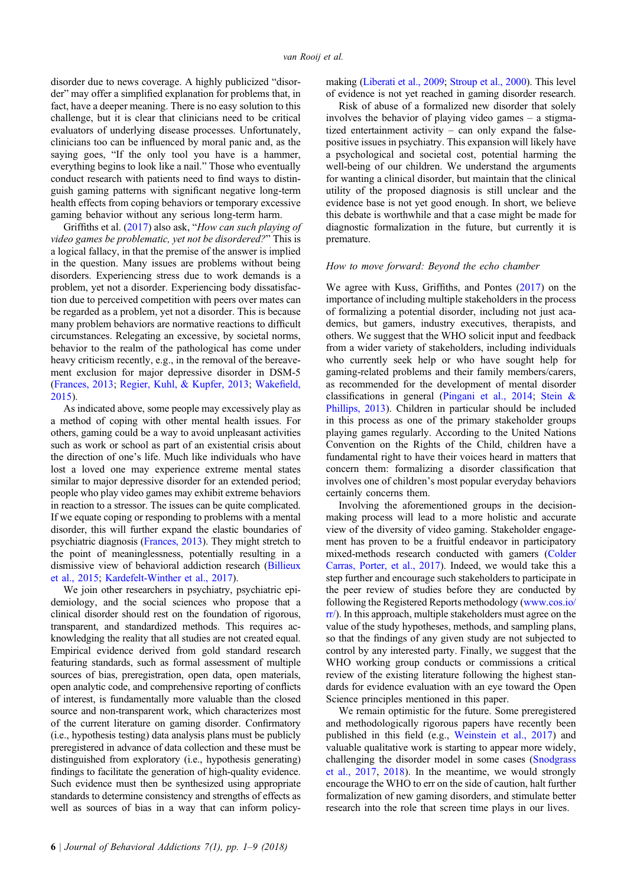disorder due to news coverage. A highly publicized "disorder" may offer a simplified explanation for problems that, in fact, have a deeper meaning. There is no easy solution to this challenge, but it is clear that clinicians need to be critical evaluators of underlying disease processes. Unfortunately, clinicians too can be influenced by moral panic and, as the saying goes, "If the only tool you have is a hammer, everything begins to look like a nail." Those who eventually conduct research with patients need to find ways to distinguish gaming patterns with significant negative long-term health effects from coping behaviors or temporary excessive gaming behavior without any serious long-term harm.

Griffiths et al. (2017) also ask, "*How can such playing of video games be problematic, yet not be disordered?*" This is a logical fallacy, in that the premise of the answer is implied in the question. Many issues are problems without being disorders. Experiencing stress due to work demands is a problem, yet not a disorder. Experiencing body dissatisfaction due to perceived competition with peers over mates can be regarded as a problem, yet not a disorder. This is because many problem behaviors are normative reactions to difficult circumstances. Relegating an excessive, by societal norms, behavior to the realm of the pathological has come under heavy criticism recently, e.g., in the removal of the bereavement exclusion for major depressive disorder in DSM-5 (Frances, 2013; Regier, Kuhl, & Kupfer, 2013; Wakefield, 2015).

As indicated above, some people may excessively play as a method of coping with other mental health issues. For others, gaming could be a way to avoid unpleasant activities such as work or school as part of an existential crisis about the direction of one's life. Much like individuals who have lost a loved one may experience extreme mental states similar to major depressive disorder for an extended period; people who play video games may exhibit extreme behaviors in reaction to a stressor. The issues can be quite complicated. If we equate coping or responding to problems with a mental disorder, this will further expand the elastic boundaries of psychiatric diagnosis (Frances, 2013). They might stretch to the point of meaninglessness, potentially resulting in a dismissive view of behavioral addiction research (Billieux et al., 2015; Kardefelt-Winther et al., 2017).

We join other researchers in psychiatry, psychiatric epidemiology, and the social sciences who propose that a clinical disorder should rest on the foundation of rigorous, transparent, and standardized methods. This requires acknowledging the reality that all studies are not created equal. Empirical evidence derived from gold standard research featuring standards, such as formal assessment of multiple sources of bias, preregistration, open data, open materials, open analytic code, and comprehensive reporting of conflicts of interest, is fundamentally more valuable than the closed source and non-transparent work, which characterizes most of the current literature on gaming disorder. Confirmatory (i.e., hypothesis testing) data analysis plans must be publicly preregistered in advance of data collection and these must be distinguished from exploratory (i.e., hypothesis generating) findings to facilitate the generation of high-quality evidence. Such evidence must then be synthesized using appropriate standards to determine consistency and strengths of effects as well as sources of bias in a way that can inform policy-making (Liberati et al., 2009; Stroup et al., 2000). This level of evidence is not yet reached in gaming disorder research.

Risk of abuse of a formalized new disorder that solely involves the behavior of playing video games – a stigmatized entertainment activity – can only expand the false-positive issues in psychiatry. This expansion will likely have a psychological and societal cost, potential harming the well-being of our children. We understand the arguments for wanting a clinical disorder, but maintain that the clinical utility of the proposed diagnosis is still unclear and the evidence base is not yet good enough. In short, we believe this debate is worthwhile and that a case might be made for diagnostic formalization in the future, but currently it is premature.

### *How to move forward: Beyond the echo chamber*

We agree with Kuss, Griffiths, and Pontes (2017) on the importance of including multiple stakeholders in the process of formalizing a potential disorder, including not just academics, but gamers, industry executives, therapists, and others. We suggest that the WHO solicit input and feedback from a wider variety of stakeholders, including individuals who currently seek help or who have sought help for gaming-related problems and their family members/carers, as recommended for the development of mental disorder classifications in general (Pingani et al., 2014; Stein & Phillips, 2013). Children in particular should be included in this process as one of the primary stakeholder groups playing games regularly. According to the United Nations Convention on the Rights of the Child, children have a fundamental right to have their voices heard in matters that concern them: formalizing a disorder classification that involves one of children's most popular everyday behaviors certainly concerns them.

Involving the aforementioned groups in the decision-making process will lead to a more holistic and accurate view of the diversity of video gaming. Stakeholder engagement has proven to be a fruitful endeavor in participatory mixed-methods research conducted with gamers (Colder Carras, Porter, et al., 2017). Indeed, we would take this a step further and encourage such stakeholders to participate in the peer review of studies before they are conducted by following the Registered Reports methodology (www.cos.io/rr/). In this approach, multiple stakeholders must agree on the value of the study hypotheses, methods, and sampling plans, so that the findings of any given study are not subjected to control by any interested party. Finally, we suggest that the WHO working group conducts or commissions a critical review of the existing literature following the highest standards for evidence evaluation with an eye toward the Open Science principles mentioned in this paper.

We remain optimistic for the future. Some preregistered and methodologically rigorous papers have recently been published in this field (e.g., Weinstein et al., 2017) and valuable qualitative work is starting to appear more widely, challenging the disorder model in some cases (Snodgrass et al., 2017, 2018). In the meantime, we would strongly encourage the WHO to err on the side of caution, halt further formalization of new gaming disorders, and stimulate better research into the role that screen time plays in our lives.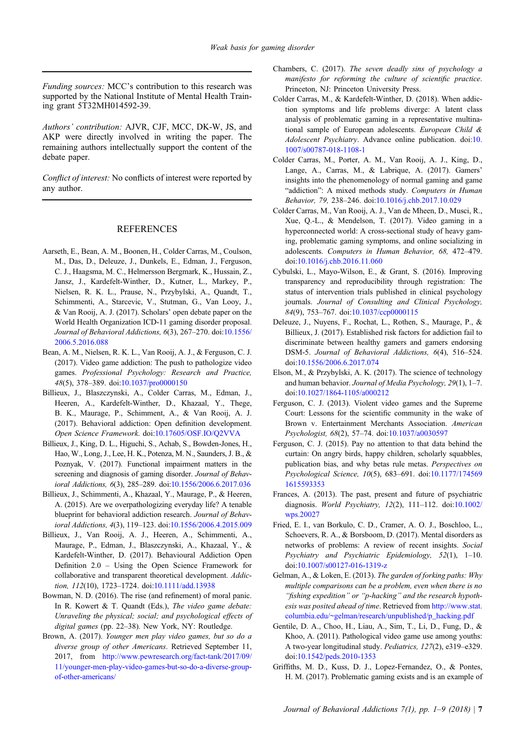*Funding sources:* MCC's contribution to this research was supported by the National Institute of Mental Health Training grant 5T32MH014592-39.

*Authors' contribution:* AJVR, CJF, MCC, DK-W, JS, and AKP were directly involved in writing the paper. The remaining authors intellectually support the content of the debate paper.

*Conflict of interest:* No conflicts of interest were reported by any author.

## REFERENCES

Aarseth, E., Bean, A. M., Boonen, H., Colder Carras, M., Coulson, M., Das, D., Deleuze, J., Dunkels, E., Edman, J., Ferguson, C. J., Haagsma, M. C., Helmersson Bergmark, K., Hussain, Z., Jansz, J., Kardefelt-Winther, D., Kutner, L., Markey, P., Nielsen, R. K. L., Prause, N., Przybylski, A., Quandt, T., Schimmenti, A., Starcevic, V., Stutman, G., Van Looy, J., & Van Rooij, A. J. (2017). Scholars' open debate paper on the World Health Organization ICD-11 gaming disorder proposal. *Journal of Behavioral Addictions, 6*(3), 267–270. doi:10.1556/2006.5.2016.088

Bean, A. M., Nielsen, R. K. L., Van Rooij, A. J., & Ferguson, C. J. (2017). Video game addiction: The push to pathologize video games. *Professional Psychology: Research and Practice, 48*(5), 378–389. doi:10.1037/pro0000150

Billieux, J., Blaszczynski, A., Colder Carras, M., Edman, J., Heeren, A., Kardefelt-Winther, D., Khazaal, Y., Thege, B. K., Maurage, P., Schimment, A., & Van Rooij, A. J. (2017). Behavioral addiction: Open definition development. *Open Science Framework.* doi:10.17605/OSF.IO/Q2VVA

Billieux, J., King, D. L., Higuchi, S., Achab, S., Bowden-Jones, H., Hao, W., Long, J., Lee, H. K., Potenza, M. N., Saunders, J. B., & Poznyak, V. (2017). Functional impairment matters in the screening and diagnosis of gaming disorder. *Journal of Behavioral Addictions, 6*(3), 285–289. doi:10.1556/2006.6.2017.036

Billieux, J., Schimmenti, A., Khazaal, Y., Maurage, P., & Heeren, A. (2015). Are we overpathologizing everyday life? A tenable blueprint for behavioral addiction research. *Journal of Behavioral Addictions, 4*(3), 119–123. doi:10.1556/2006.4.2015.009

Billieux, J., Van Rooij, A. J., Heeren, A., Schimmenti, A., Maurage, P., Edman, J., Blaszczynski, A., Khazaal, Y., & Kardefelt-Winther, D. (2017). Behavioural Addiction Open Definition 2.0 – Using the Open Science Framework for collaborative and transparent theoretical development. *Addiction, 112*(10), 1723–1724. doi:10.1111/add.13938

Bowman, N. D. (2016). The rise (and refinement) of moral panic. In R. Kowert & T. Quandt (Eds.), *The video game debate: Unraveling the physical; social; and psychological effects of digital games* (pp. 22–38). New York, NY: Routledge.

Brown, A. (2017). *Younger men play video games, but so do a diverse group of other Americans*. Retrieved September 11, 2017, from http://www.pewresearch.org/fact-tank/2017/09/11/younger-men-play-video-games-but-so-do-a-diverse-group-of-other-americans/

Chambers, C. (2017). *The seven deadly sins of psychology a manifesto for reforming the culture of scientific practice*. Princeton, NJ: Princeton University Press.

Colder Carras, M., & Kardefelt-Winther, D. (2018). When addiction symptoms and life problems diverge: A latent class analysis of problematic gaming in a representative multinational sample of European adolescents. *European Child & Adolescent Psychiatry*. Advance online publication. doi:10.1007/s00787-018-1108-1

Colder Carras, M., Porter, A. M., Van Rooij, A. J., King, D., Lange, A., Carras, M., & Labrique, A. (2017). Gamers' insights into the phenomenology of normal gaming and game "addiction": A mixed methods study. *Computers in Human Behavior, 79,* 238–246. doi:10.1016/j.chb.2017.10.029

Colder Carras, M., Van Rooij, A. J., Van de Mheen, D., Musci, R., Xue, Q.-L., & Mendelson, T. (2017). Video gaming in a hyperconnected world: A cross-sectional study of heavy gaming, problematic gaming symptoms, and online socializing in adolescents. *Computers in Human Behavior, 68,* 472–479. doi:10.1016/j.chb.2016.11.060

Cybulski, L., Mayo-Wilson, E., & Grant, S. (2016). Improving transparency and reproducibility through registration: The status of intervention trials published in clinical psychology journals. *Journal of Consulting and Clinical Psychology, 84*(9), 753–767. doi:10.1037/ccp0000115

Deleuze, J., Nuyens, F., Rochat, L., Rothen, S., Maurage, P., & Billieux, J. (2017). Established risk factors for addiction fail to discriminate between healthy gamers and gamers endorsing DSM-5. *Journal of Behavioral Addictions, 6*(4), 516–524. doi:10.1556/2006.6.2017.074

Elson, M., & Przybylski, A. K. (2017). The science of technology and human behavior. *Journal of Media Psychology, 29*(1), 1–7. doi:10.1027/1864-1105/a000212

Ferguson, C. J. (2013). Violent video games and the Supreme Court: Lessons for the scientific community in the wake of Brown v. Entertainment Merchants Association. *American Psychologist, 68*(2), 57–74. doi:10.1037/a0030597

Ferguson, C. J. (2015). Pay no attention to that data behind the curtain: On angry birds, happy children, scholarly squabbles, publication bias, and why betas rule metas. *Perspectives on Psychological Science, 10*(5), 683–691. doi:10.1177/1745691615593353

Frances, A. (2013). The past, present and future of psychiatric diagnosis. *World Psychiatry, 12*(2), 111–112. doi:10.1002/wps.20027

Fried, E. I., van Borkulo, C. D., Cramer, A. O. J., Boschloo, L., Schoevers, R. A., & Borsboom, D. (2017). Mental disorders as networks of problems: A review of recent insights. *Social Psychiatry and Psychiatric Epidemiology, 52*(1), 1–10. doi:10.1007/s00127-016-1319-z

Gelman, A., & Loken, E. (2013). *The garden of forking paths: Why multiple comparisons can be a problem, even when there is no "fishing expedition" or "p-hacking" and the research hypothesis was posited ahead of time*. Retrieved from http://www.stat.columbia.edu/~gelman/research/unpublished/p_hacking.pdf

Gentile, D. A., Choo, H., Liau, A., Sim, T., Li, D., Fung, D., & Khoo, A. (2011). Pathological video game use among youths: A two-year longitudinal study. *Pediatrics, 127*(2), e319–e329. doi:10.1542/peds.2010-1353

Griffiths, M. D., Kuss, D. J., Lopez-Fernandez, O., & Pontes, H. M. (2017). Problematic gaming exists and is an example of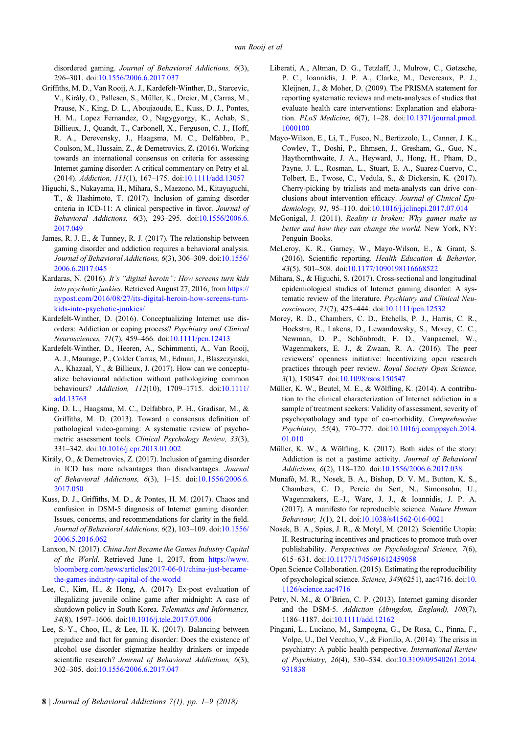disordered gaming. *Journal of Behavioral Addictions, 6*(3), 296–301. doi:10.1556/2006.6.2017.037

Griffiths, M. D., Van Rooij, A. J., Kardefelt-Winther, D., Starcevic, V., Király, O., Pallesen, S., Müller, K., Dreier, M., Carras, M., Prause, N., King, D. L., Aboujaoude, E., Kuss, D. J., Pontes, H. M., Lopez Fernandez, O., Nagygyorgy, K., Achab, S., Billieux, J., Quandt, T., Carbonell, X., Ferguson, C. J., Hoff, R. A., Derevensky, J., Haagsma, M. C., Delfabbro, P., Coulson, M., Hussain, Z., & Demetrovics, Z. (2016). Working towards an international consensus on criteria for assessing Internet gaming disorder: A critical commentary on Petry et al. (2014). *Addiction, 111*(1), 167–175. doi:10.1111/add.13057

Higuchi, S., Nakayama, H., Mihara, S., Maezono, M., Kitayuguchi, T., & Hashimoto, T. (2017). Inclusion of gaming disorder criteria in ICD-11: A clinical perspective in favor. *Journal of Behavioral Addictions, 6*(3), 293–295. doi:10.1556/2006.6.2017.049

James, R. J. E., & Tunney, R. J. (2017). The relationship between gaming disorder and addiction requires a behavioral analysis. *Journal of Behavioral Addictions, 6*(3), 306–309. doi:10.1556/2006.6.2017.045

Kardaras, N. (2016). *It's "digital heroin": How screens turn kids into psychotic junkies*. Retrieved August 27, 2016, from https://nypost.com/2016/08/27/its-digital-heroin-how-screens-turn-kids-into-psychotic-junkies/

Kardefelt-Winther, D. (2016). Conceptualizing Internet use disorders: Addiction or coping process? *Psychiatry and Clinical Neurosciences, 71*(7), 459–466. doi:10.1111/pcn.12413

Kardefelt-Winther, D., Heeren, A., Schimmenti, A., Van Rooij, A. J., Maurage, P., Colder Carras, M., Edman, J., Blaszczynski, A., Khazaal, Y., & Billieux, J. (2017). How can we conceptualize behavioural addiction without pathologizing common behaviours? *Addiction, 112*(10), 1709–1715. doi:10.1111/add.13763

King, D. L., Haagsma, M. C., Delfabbro, P. H., Gradisar, M., & Griffiths, M. D. (2013). Toward a consensus definition of pathological video-gaming: A systematic review of psychometric assessment tools. *Clinical Psychology Review, 33*(3), 331–342. doi:10.1016/j.cpr.2013.01.002

Király, O., & Demetrovics, Z. (2017). Inclusion of gaming disorder in ICD has more advantages than disadvantages. *Journal of Behavioral Addictions, 6*(3), 1–15. doi:10.1556/2006.6.2017.050

Kuss, D. J., Griffiths, M. D., & Pontes, H. M. (2017). Chaos and confusion in DSM-5 diagnosis of Internet gaming disorder: Issues, concerns, and recommendations for clarity in the field. *Journal of Behavioral Addictions, 6*(2), 103–109. doi:10.1556/2006.5.2016.062

Lanxon, N. (2017). *China Just Became the Games Industry Capital of the World*. Retrieved June 1, 2017, from https://www.bloomberg.com/news/articles/2017-06-01/china-just-became-the-games-industry-capital-of-the-world

Lee, C., Kim, H., & Hong, A. (2017). Ex-post evaluation of illegalizing juvenile online game after midnight: A case of shutdown policy in South Korea. *Telematics and Informatics, 34*(8), 1597–1606. doi:10.1016/j.tele.2017.07.006

Lee, S.-Y., Choo, H., & Lee, H. K. (2017). Balancing between prejudice and fact for gaming disorder: Does the existence of alcohol use disorder stigmatize healthy drinkers or impede scientific research? *Journal of Behavioral Addictions, 6*(3), 302–305. doi:10.1556/2006.6.2017.047

Liberati, A., Altman, D. G., Tetzlaff, J., Mulrow, C., Gøtzsche, P. C., Ioannidis, J. P. A., Clarke, M., Devereaux, P. J., Kleijnen, J., & Moher, D. (2009). The PRISMA statement for reporting systematic reviews and meta-analyses of studies that evaluate health care interventions: Explanation and elaboration. *PLoS Medicine, 6*(7), 1–28. doi:10.1371/journal.pmed.1000100

Mayo-Wilson, E., Li, T., Fusco, N., Bertizzolo, L., Canner, J. K., Cowley, T., Doshi, P., Ehmsen, J., Gresham, G., Guo, N., Haythornthwaite, J. A., Heyward, J., Hong, H., Pham, D., Payne, J. L., Rosman, L., Stuart, E. A., Suarez-Cuervo, C., Tolbert, E., Twose, C., Vedula, S., & Dickersin, K. (2017). Cherry-picking by trialists and meta-analysts can drive conclusions about intervention efficacy. *Journal of Clinical Epidemiology, 91,* 95–110. doi:10.1016/j.jclinepi.2017.07.014

McGonigal, J. (2011). *Reality is broken: Why games make us better and how they can change the world*. New York, NY: Penguin Books.

McLeroy, K. R., Garney, W., Mayo-Wilson, E., & Grant, S. (2016). Scientific reporting. *Health Education & Behavior, 43*(5), 501–508. doi:10.1177/1090198116668522

Mihara, S., & Higuchi, S. (2017). Cross-sectional and longitudinal epidemiological studies of Internet gaming disorder: A systematic review of the literature. *Psychiatry and Clinical Neurosciences, 71*(7), 425–444. doi:10.1111/pcn.12532

Morey, R. D., Chambers, C. D., Etchells, P. J., Harris, C. R., Hoekstra, R., Lakens, D., Lewandowsky, S., Morey, C. C., Newman, D. P., Schönbrodt, F. D., Vanpaemel, W., Wagenmakers, E. J., & Zwaan, R. A. (2016). The peer reviewers' openness initiative: Incentivizing open research practices through peer review. *Royal Society Open Science, 3*(1), 150547. doi:10.1098/rsos.150547

Müller, K. W., Beutel, M. E., & Wölfling, K. (2014). A contribution to the clinical characterization of Internet addiction in a sample of treatment seekers: Validity of assessment, severity of psychopathology and type of co-morbidity. *Comprehensive Psychiatry, 55*(4), 770–777. doi:10.1016/j.comppsych.2014.01.010

Müller, K. W., & Wölfling, K. (2017). Both sides of the story: Addiction is not a pastime activity. *Journal of Behavioral Addictions, 6*(2), 118–120. doi:10.1556/2006.6.2017.038

Munafò, M. R., Nosek, B. A., Bishop, D. V. M., Button, K. S., Chambers, C. D., Percie du Sert, N., Simonsohn, U., Wagenmakers, E.-J., Ware, J. J., & Ioannidis, J. P. A. (2017). A manifesto for reproducible science. *Nature Human Behaviour, 1*(1), 21. doi:10.1038/s41562-016-0021

Nosek, B. A., Spies, J. R., & Motyl, M. (2012). Scientific Utopia: II. Restructuring incentives and practices to promote truth over publishability. *Perspectives on Psychological Science, 7*(6), 615–631. doi:10.1177/1745691612459058

Open Science Collaboration. (2015). Estimating the reproducibility of psychological science. *Science, 349*(6251), aac4716. doi:10.1126/science.aac4716

Petry, N. M., & O'Brien, C. P. (2013). Internet gaming disorder and the DSM-5. *Addiction (Abingdon, England), 108*(7), 1186–1187. doi:10.1111/add.12162

Pingani, L., Luciano, M., Sampogna, G., De Rosa, C., Pinna, F., Volpe, U., Del Vecchio, V., & Fiorillo, A. (2014). The crisis in psychiatry: A public health perspective. *International Review of Psychiatry, 26*(4), 530–534. doi:10.3109/09540261.2014.931838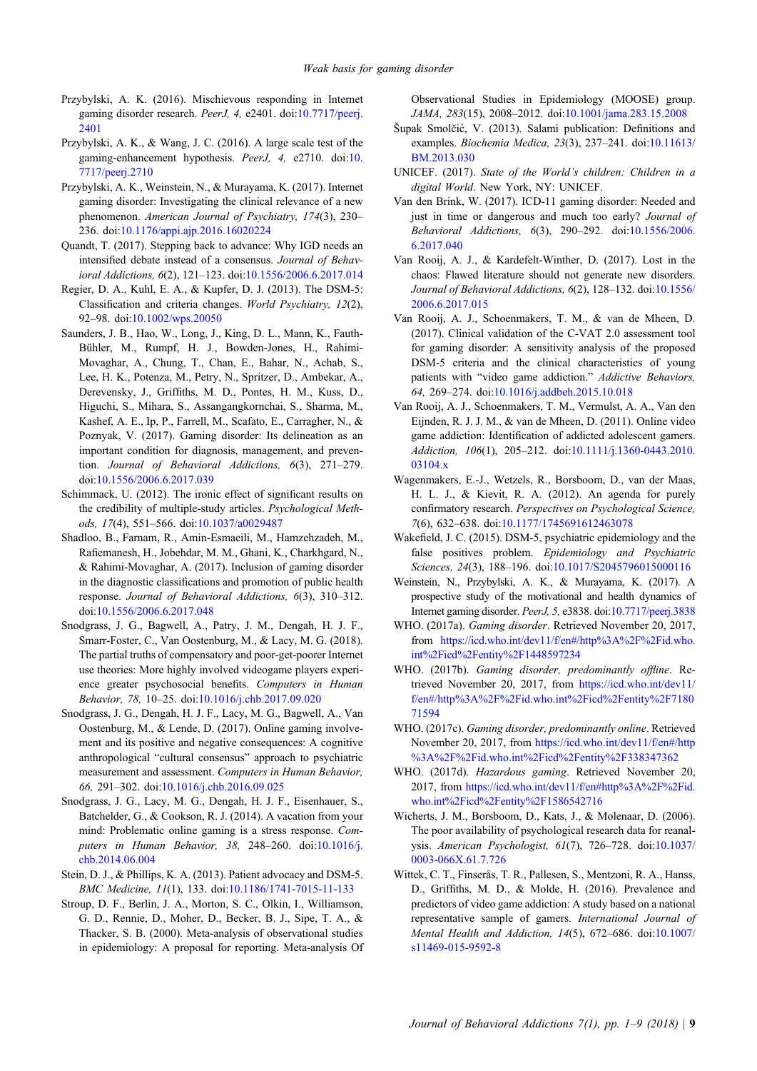Przybylski, A. K. (2016). Mischievous responding in Internet gaming disorder research. *PeerJ, 4,* e2401. doi:10.7717/peerj.2401

Przybylski, A. K., & Wang, J. C. (2016). A large scale test of the gaming-enhancement hypothesis. *PeerJ, 4,* e2710. doi:10.7717/peerj.2710

Przybylski, A. K., Weinstein, N., & Murayama, K. (2017). Internet gaming disorder: Investigating the clinical relevance of a new phenomenon. *American Journal of Psychiatry, 174*(3), 230–236. doi:10.1176/appi.ajp.2016.16020224

Quandt, T. (2017). Stepping back to advance: Why IGD needs an intensified debate instead of a consensus. *Journal of Behavioral Addictions, 6*(2), 121–123. doi:10.1556/2006.6.2017.014

Regier, D. A., Kuhl, E. A., & Kupfer, D. J. (2013). The DSM-5: Classification and criteria changes. *World Psychiatry, 12*(2), 92–98. doi:10.1002/wps.20050

Saunders, J. B., Hao, W., Long, J., King, D. L., Mann, K., Fauth-Bühler, M., Rumpf, H. J., Bowden-Jones, H., Rahimi-Movaghar, A., Chung, T., Chan, E., Bahar, N., Achab, S., Lee, H. K., Potenza, M., Petry, N., Spritzer, D., Ambekar, A., Derevensky, J., Griffiths, M. D., Pontes, H. M., Kuss, D., Higuchi, S., Mihara, S., Assangangkornchai, S., Sharma, M., Kashef, A. E., Ip, P., Farrell, M., Scafato, E., Carragher, N., & Poznyak, V. (2017). Gaming disorder: Its delineation as an important condition for diagnosis, management, and prevention. *Journal of Behavioral Addictions, 6*(3), 271–279. doi:10.1556/2006.6.2017.039

Schimmack, U. (2012). The ironic effect of significant results on the credibility of multiple-study articles. *Psychological Methods, 17*(4), 551–566. doi:10.1037/a0029487

Shadloo, B., Farnam, R., Amin-Esmaeili, M., Hamzehzadeh, M., Rafiemanesh, H., Jobehdar, M. M., Ghani, K., Charkhgard, N., & Rahimi-Movaghar, A. (2017). Inclusion of gaming disorder in the diagnostic classifications and promotion of public health response. *Journal of Behavioral Addictions, 6*(3), 310–312. doi:10.1556/2006.6.2017.048

Snodgrass, J. G., Bagwell, A., Patry, J. M., Dengah, H. J. F., Smarr-Foster, C., Van Oostenburg, M., & Lacy, M. G. (2018). The partial truths of compensatory and poor-get-poorer Internet use theories: More highly involved videogame players experience greater psychosocial benefits. *Computers in Human Behavior, 78,* 10–25. doi:10.1016/j.chb.2017.09.020

Snodgrass, J. G., Dengah, H. J. F., Lacy, M. G., Bagwell, A., Van Oostenburg, M., & Lende, D. (2017). Online gaming involvement and its positive and negative consequences: A cognitive anthropological "cultural consensus" approach to psychiatric measurement and assessment. *Computers in Human Behavior, 66,* 291–302. doi:10.1016/j.chb.2016.09.025

Snodgrass, J. G., Lacy, M. G., Dengah, H. J. F., Eisenhauer, S., Batchelder, G., & Cookson, R. J. (2014). A vacation from your mind: Problematic online gaming is a stress response. *Computers in Human Behavior, 38,* 248–260. doi:10.1016/j.chb.2014.06.004

Stein, D. J., & Phillips, K. A. (2013). Patient advocacy and DSM-5. *BMC Medicine, 11*(1), 133. doi:10.1186/1741-7015-11-133

Stroup, D. F., Berlin, J. A., Morton, S. C., Olkin, I., Williamson, G. D., Rennie, D., Moher, D., Becker, B. J., Sipe, T. A., & Thacker, S. B. (2000). Meta-analysis of observational studies in epidemiology: A proposal for reporting. Meta-analysis Of Observational Studies in Epidemiology (MOOSE) group. *JAMA, 283*(15), 2008–2012. doi:10.1001/jama.283.15.2008

Šupak Smolčić, V. (2013). Salami publication: Definitions and examples. *Biochemia Medica, 23*(3), 237–241. doi:10.11613/BM.2013.030

UNICEF. (2017). *State of the World's children: Children in a digital World*. New York, NY: UNICEF.

Van den Brink, W. (2017). ICD-11 gaming disorder: Needed and just in time or dangerous and much too early? *Journal of Behavioral Addictions, 6*(3), 290–292. doi:10.1556/2006.6.2017.040

Van Rooij, A. J., & Kardefelt-Winther, D. (2017). Lost in the chaos: Flawed literature should not generate new disorders. *Journal of Behavioral Addictions, 6*(2), 128–132. doi:10.1556/2006.6.2017.015

Van Rooij, A. J., Schoenmakers, T. M., & van de Mheen, D. (2017). Clinical validation of the C-VAT 2.0 assessment tool for gaming disorder: A sensitivity analysis of the proposed DSM-5 criteria and the clinical characteristics of young patients with "video game addiction." *Addictive Behaviors, 64,* 269–274. doi:10.1016/j.addbeh.2015.10.018

Van Rooij, A. J., Schoenmakers, T. M., Vermulst, A. A., Van den Eijnden, R. J. J. M., & van de Mheen, D. (2011). Online video game addiction: Identification of addicted adolescent gamers. *Addiction, 106*(1), 205–212. doi:10.1111/j.1360-0443.2010.03104.x

Wagenmakers, E.-J., Wetzels, R., Borsboom, D., van der Maas, H. L. J., & Kievit, R. A. (2012). An agenda for purely confirmatory research. *Perspectives on Psychological Science, 7*(6), 632–638. doi:10.1177/1745691612463078

Wakefield, J. C. (2015). DSM-5, psychiatric epidemiology and the false positives problem. *Epidemiology and Psychiatric Sciences, 24*(3), 188–196. doi:10.1017/S2045796015000116

Weinstein, N., Przybylski, A. K., & Murayama, K. (2017). A prospective study of the motivational and health dynamics of Internet gaming disorder. *PeerJ, 5,* e3838. doi:10.7717/peerj.3838

WHO. (2017a). *Gaming disorder*. Retrieved November 20, 2017, from https://icd.who.int/dev11/f/en#/http%3A%2F%2Fid.who.int%2Ficd%2Fentity%2F1448597234

WHO. (2017b). *Gaming disorder, predominantly offline*. Retrieved November 20, 2017, from https://icd.who.int/dev11/f/en#/http%3A%2F%2Fid.who.int%2Ficd%2Fentity%2F718071594

WHO. (2017c). *Gaming disorder, predominantly online*. Retrieved November 20, 2017, from https://icd.who.int/dev11/f/en#/http%3A%2F%2Fid.who.int%2Ficd%2Fentity%2F338347362

WHO. (2017d). *Hazardous gaming*. Retrieved November 20, 2017, from https://icd.who.int/dev11/f/en#http%3A%2F%2Fid.who.int%2Ficd%2Fentity%2F1586542716

Wicherts, J. M., Borsboom, D., Kats, J., & Molenaar, D. (2006). The poor availability of psychological research data for reanalysis. *American Psychologist, 61*(7), 726–728. doi:10.1037/0003-066X.61.7.726

Wittek, C. T., Finserås, T. R., Pallesen, S., Mentzoni, R. A., Hanss, D., Griffiths, M. D., & Molde, H. (2016). Prevalence and predictors of video game addiction: A study based on a national representative sample of gamers. *International Journal of Mental Health and Addiction, 14*(5), 672–686. doi:10.1007/s11469-015-9592-8